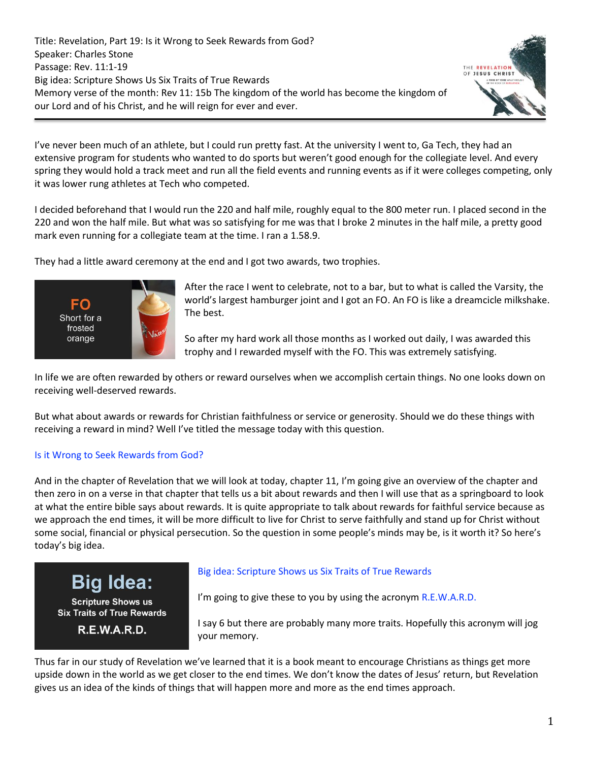Title: Revelation, Part 19: Is it Wrong to Seek Rewards from God?
Speaker: Charles Stone
Passage: Rev. 11:1-19
Big idea: Scripture Shows Us Six Traits of True Rewards
Memory verse of the month: Rev 11: 15b The kingdom of the world has become the kingdom of our Lord and of his Christ, and he will reign for ever and ever.

---

I've never been much of an athlete, but I could run pretty fast. At the university I went to, Ga Tech, they had an extensive program for students who wanted to do sports but weren't good enough for the collegiate level. And every spring they would hold a track meet and run all the field events and running events as if it were colleges competing, only it was lower rung athletes at Tech who competed.

I decided beforehand that I would run the 220 and half mile, roughly equal to the 800 meter run. I placed second in the 220 and won the half mile. But what was so satisfying for me was that I broke 2 minutes in the half mile, a pretty good mark even running for a collegiate team at the time. I ran a 1.58.9.

They had a little award ceremony at the end and I got two awards, two trophies.

**FO**
Short for a frosted orange

After the race I went to celebrate, not to a bar, but to what is called the Varsity, the world's largest hamburger joint and I got an FO. An FO is like a dreamcicle milkshake. The best.

So after my hard work all those months as I worked out daily, I was awarded this trophy and I rewarded myself with the FO. This was extremely satisfying.

In life we are often rewarded by others or reward ourselves when we accomplish certain things. No one looks down on receiving well-deserved rewards.

But what about awards or rewards for Christian faithfulness or service or generosity. Should we do these things with receiving a reward in mind? Well I've titled the message today with this question.

Is it Wrong to Seek Rewards from God?

And in the chapter of Revelation that we will look at today, chapter 11, I'm going give an overview of the chapter and then zero in on a verse in that chapter that tells us a bit about rewards and then I will use that as a springboard to look at what the entire bible says about rewards. It is quite appropriate to talk about rewards for faithful service because as we approach the end times, it will be more difficult to live for Christ to serve faithfully and stand up for Christ without some social, financial or physical persecution. So the question in some people's minds may be, is it worth it? So here's today's big idea.

**Big Idea:**
**Scripture Shows us Six Traits of True Rewards**
**R.E.W.A.R.D.**

Big idea: Scripture Shows us Six Traits of True Rewards

I'm going to give these to you by using the acronym R.E.W.A.R.D.

I say 6 but there are probably many more traits. Hopefully this acronym will jog your memory.

Thus far in our study of Revelation we've learned that it is a book meant to encourage Christians as things get more upside down in the world as we get closer to the end times. We don't know the dates of Jesus' return, but Revelation gives us an idea of the kinds of things that will happen more and more as the end times approach.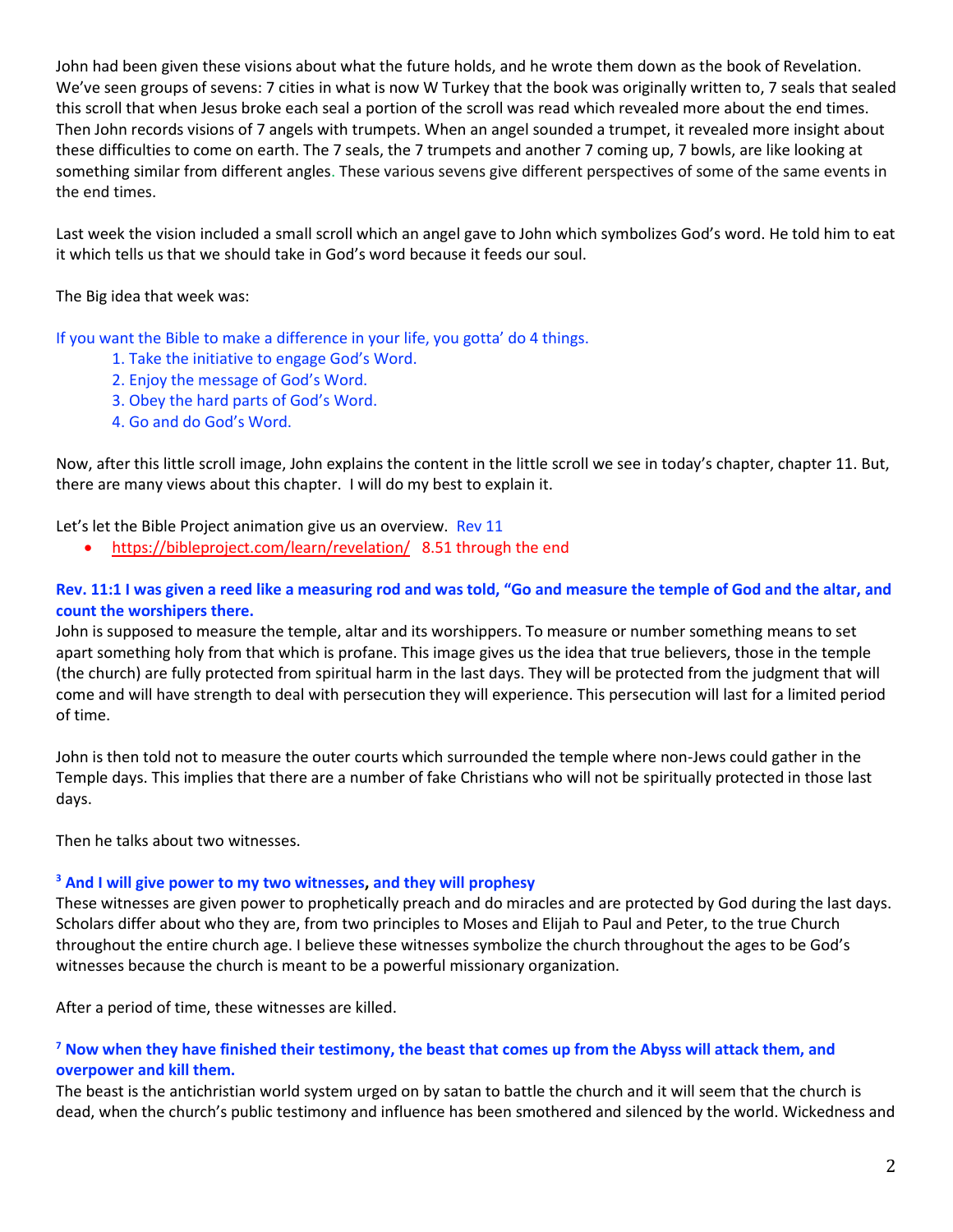John had been given these visions about what the future holds, and he wrote them down as the book of Revelation. We've seen groups of sevens: 7 cities in what is now W Turkey that the book was originally written to, 7 seals that sealed this scroll that when Jesus broke each seal a portion of the scroll was read which revealed more about the end times. Then John records visions of 7 angels with trumpets. When an angel sounded a trumpet, it revealed more insight about these difficulties to come on earth. The 7 seals, the 7 trumpets and another 7 coming up, 7 bowls, are like looking at something similar from different angles. These various sevens give different perspectives of some of the same events in the end times.

Last week the vision included a small scroll which an angel gave to John which symbolizes God's word. He told him to eat it which tells us that we should take in God's word because it feeds our soul.

The Big idea that week was:

If you want the Bible to make a difference in your life, you gotta' do 4 things.

1. Take the initiative to engage God's Word.
2. Enjoy the message of God's Word.
3. Obey the hard parts of God's Word.
4. Go and do God's Word.

Now, after this little scroll image, John explains the content in the little scroll we see in today's chapter, chapter 11. But, there are many views about this chapter. I will do my best to explain it.

Let's let the Bible Project animation give us an overview. Rev 11

- https://bibleproject.com/learn/revelation/ 8.51 through the end

**Rev. 11:1 I was given a reed like a measuring rod and was told, "Go and measure the temple of God and the altar, and count the worshipers there.**

John is supposed to measure the temple, altar and its worshippers. To measure or number something means to set apart something holy from that which is profane. This image gives us the idea that true believers, those in the temple (the church) are fully protected from spiritual harm in the last days. They will be protected from the judgment that will come and will have strength to deal with persecution they will experience. This persecution will last for a limited period of time.

John is then told not to measure the outer courts which surrounded the temple where non-Jews could gather in the Temple days. This implies that there are a number of fake Christians who will not be spiritually protected in those last days.

Then he talks about two witnesses.

**[3] And I will give power to my two witnesses, and they will prophesy**

These witnesses are given power to prophetically preach and do miracles and are protected by God during the last days. Scholars differ about who they are, from two principles to Moses and Elijah to Paul and Peter, to the true Church throughout the entire church age. I believe these witnesses symbolize the church throughout the ages to be God's witnesses because the church is meant to be a powerful missionary organization.

After a period of time, these witnesses are killed.

**[7] Now when they have finished their testimony, the beast that comes up from the Abyss will attack them, and overpower and kill them.**

The beast is the antichristian world system urged on by satan to battle the church and it will seem that the church is dead, when the church's public testimony and influence has been smothered and silenced by the world. Wickedness and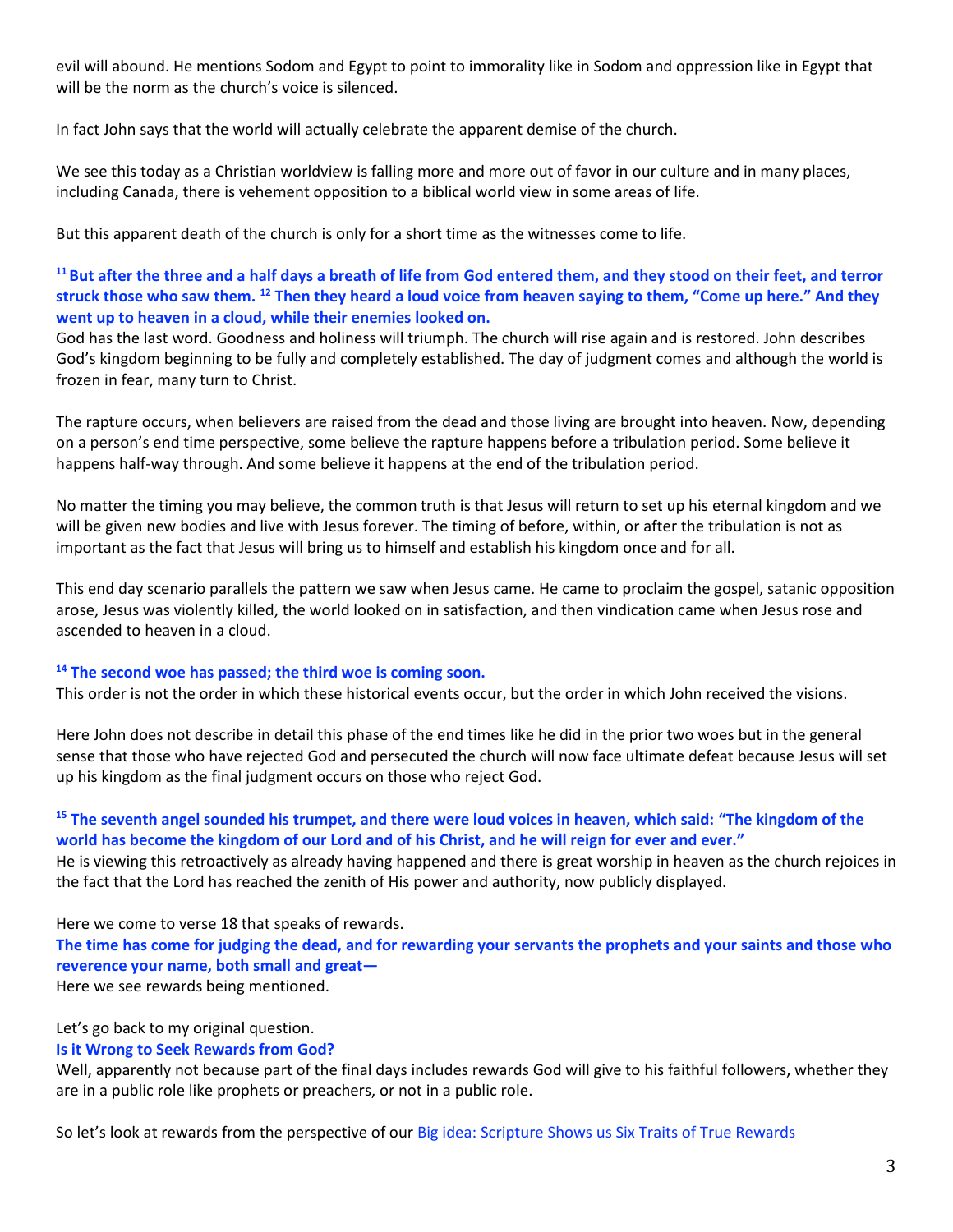evil will abound. He mentions Sodom and Egypt to point to immorality like in Sodom and oppression like in Egypt that will be the norm as the church's voice is silenced.

In fact John says that the world will actually celebrate the apparent demise of the church.

We see this today as a Christian worldview is falling more and more out of favor in our culture and in many places, including Canada, there is vehement opposition to a biblical world view in some areas of life.

But this apparent death of the church is only for a short time as the witnesses come to life.

**[11] But after the three and a half days a breath of life from God entered them, and they stood on their feet, and terror struck those who saw them. [12] Then they heard a loud voice from heaven saying to them, "Come up here." And they went up to heaven in a cloud, while their enemies looked on.**

God has the last word. Goodness and holiness will triumph. The church will rise again and is restored. John describes God's kingdom beginning to be fully and completely established. The day of judgment comes and although the world is frozen in fear, many turn to Christ.

The rapture occurs, when believers are raised from the dead and those living are brought into heaven. Now, depending on a person's end time perspective, some believe the rapture happens before a tribulation period. Some believe it happens half-way through. And some believe it happens at the end of the tribulation period.

No matter the timing you may believe, the common truth is that Jesus will return to set up his eternal kingdom and we will be given new bodies and live with Jesus forever. The timing of before, within, or after the tribulation is not as important as the fact that Jesus will bring us to himself and establish his kingdom once and for all.

This end day scenario parallels the pattern we saw when Jesus came. He came to proclaim the gospel, satanic opposition arose, Jesus was violently killed, the world looked on in satisfaction, and then vindication came when Jesus rose and ascended to heaven in a cloud.

**[14] The second woe has passed; the third woe is coming soon.**

This order is not the order in which these historical events occur, but the order in which John received the visions.

Here John does not describe in detail this phase of the end times like he did in the prior two woes but in the general sense that those who have rejected God and persecuted the church will now face ultimate defeat because Jesus will set up his kingdom as the final judgment occurs on those who reject God.

**[15] The seventh angel sounded his trumpet, and there were loud voices in heaven, which said: "The kingdom of the world has become the kingdom of our Lord and of his Christ, and he will reign for ever and ever."**

He is viewing this retroactively as already having happened and there is great worship in heaven as the church rejoices in the fact that the Lord has reached the zenith of His power and authority, now publicly displayed.

Here we come to verse 18 that speaks of rewards.

**The time has come for judging the dead, and for rewarding your servants the prophets and your saints and those who reverence your name, both small and great—**

Here we see rewards being mentioned.

Let's go back to my original question.

**Is it Wrong to Seek Rewards from God?**

Well, apparently not because part of the final days includes rewards God will give to his faithful followers, whether they are in a public role like prophets or preachers, or not in a public role.

So let's look at rewards from the perspective of our Big idea: Scripture Shows us Six Traits of True Rewards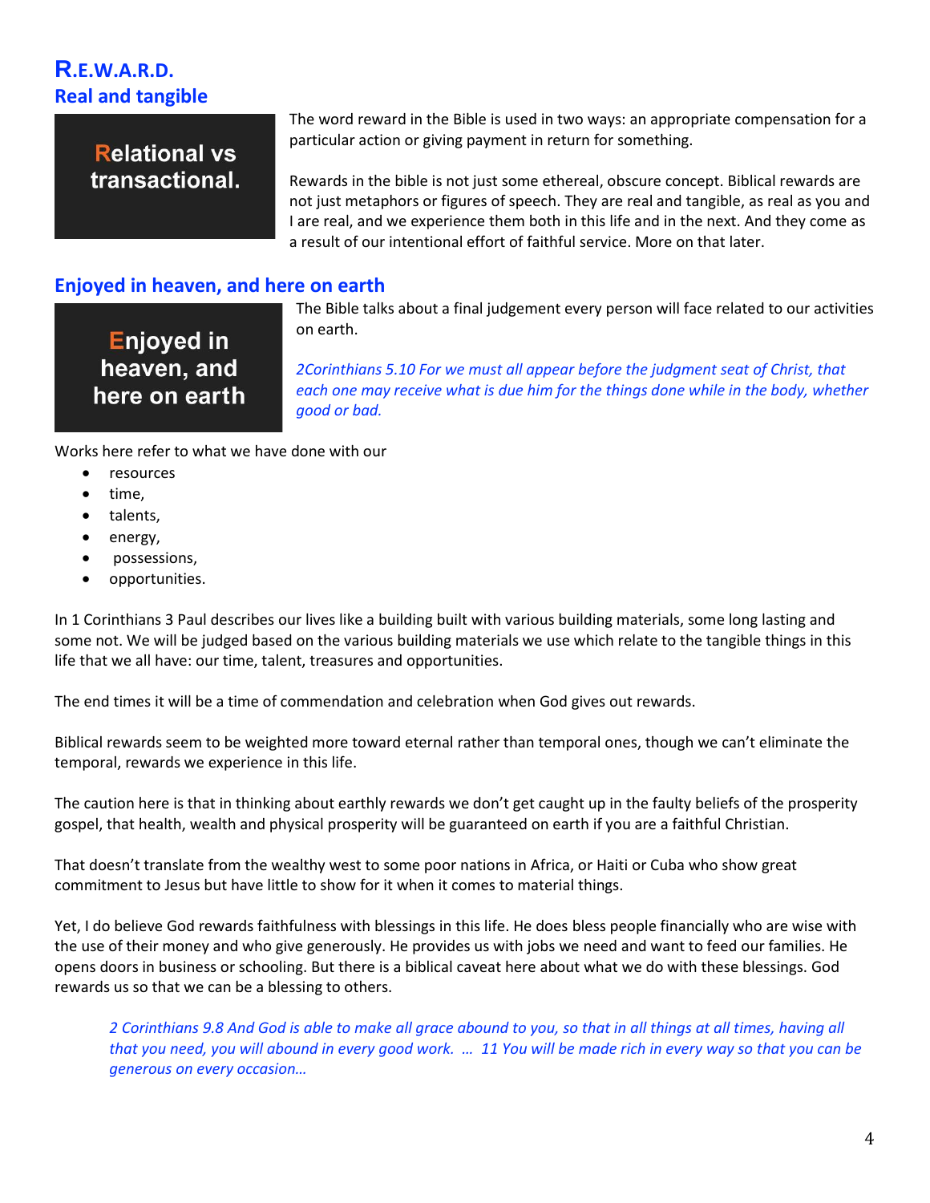## R.E.W.A.R.D.

### Real and tangible

**Relational vs transactional.**

The word reward in the Bible is used in two ways: an appropriate compensation for a particular action or giving payment in return for something.

Rewards in the bible is not just some ethereal, obscure concept. Biblical rewards are not just metaphors or figures of speech. They are real and tangible, as real as you and I are real, and we experience them both in this life and in the next. And they come as a result of our intentional effort of faithful service. More on that later.

### Enjoyed in heaven, and here on earth

**Enjoyed in heaven, and here on earth**

The Bible talks about a final judgement every person will face related to our activities on earth.

*2Corinthians 5.10 For we must all appear before the judgment seat of Christ, that each one may receive what is due him for the things done while in the body, whether good or bad.*

Works here refer to what we have done with our

- resources
- time,
- talents,
- energy,
- possessions,
- opportunities.

In 1 Corinthians 3 Paul describes our lives like a building built with various building materials, some long lasting and some not. We will be judged based on the various building materials we use which relate to the tangible things in this life that we all have: our time, talent, treasures and opportunities.

The end times it will be a time of commendation and celebration when God gives out rewards.

Biblical rewards seem to be weighted more toward eternal rather than temporal ones, though we can't eliminate the temporal, rewards we experience in this life.

The caution here is that in thinking about earthly rewards we don't get caught up in the faulty beliefs of the prosperity gospel, that health, wealth and physical prosperity will be guaranteed on earth if you are a faithful Christian.

That doesn't translate from the wealthy west to some poor nations in Africa, or Haiti or Cuba who show great commitment to Jesus but have little to show for it when it comes to material things.

Yet, I do believe God rewards faithfulness with blessings in this life. He does bless people financially who are wise with the use of their money and who give generously. He provides us with jobs we need and want to feed our families. He opens doors in business or schooling. But there is a biblical caveat here about what we do with these blessings. God rewards us so that we can be a blessing to others.

> *2 Corinthians 9.8 And God is able to make all grace abound to you, so that in all things at all times, having all that you need, you will abound in every good work. … 11 You will be made rich in every way so that you can be generous on every occasion…*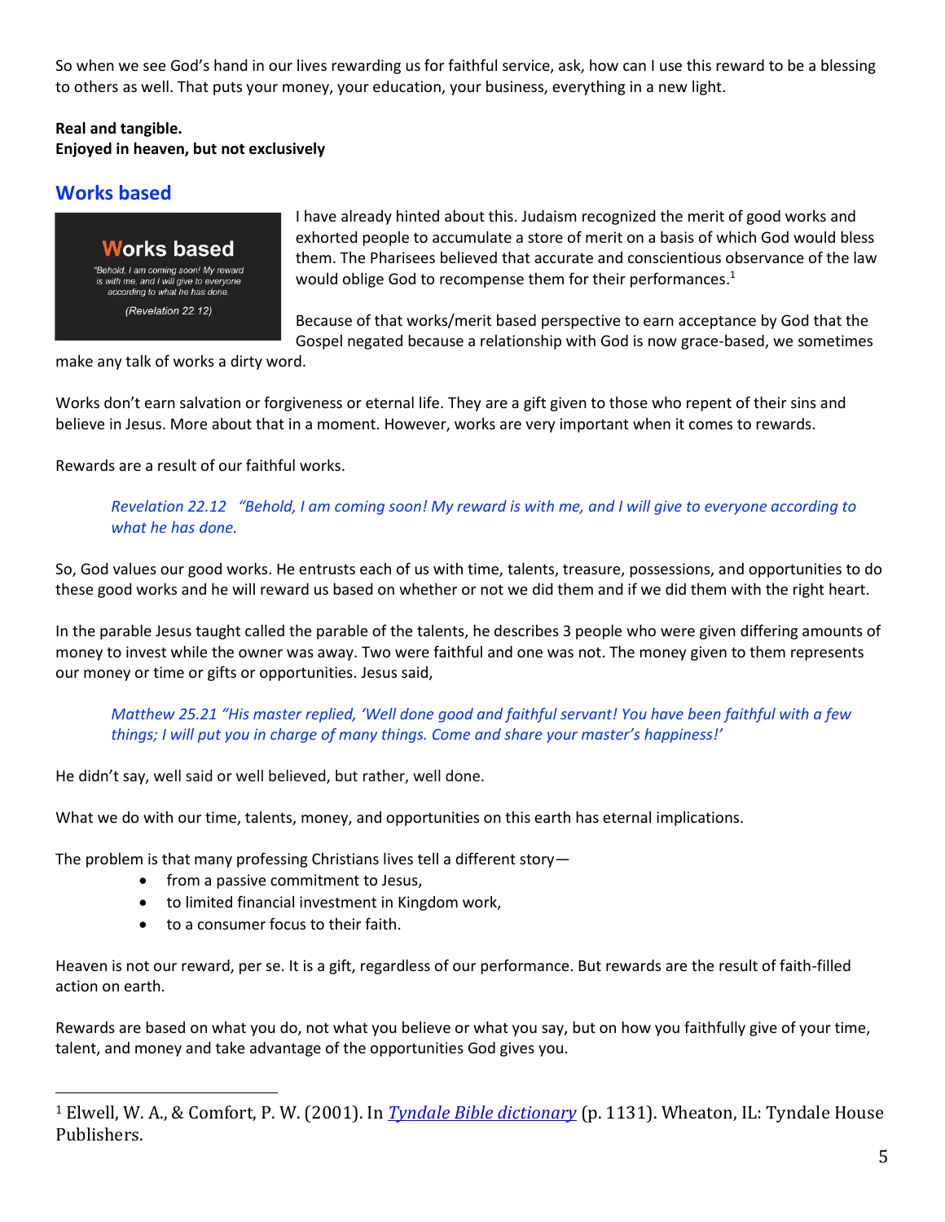So when we see God's hand in our lives rewarding us for faithful service, ask, how can I use this reward to be a blessing to others as well. That puts your money, your education, your business, everything in a new light.

**Real and tangible.**
**Enjoyed in heaven, but not exclusively**

## Works based

I have already hinted about this. Judaism recognized the merit of good works and exhorted people to accumulate a store of merit on a basis of which God would bless them. The Pharisees believed that accurate and conscientious observance of the law would oblige God to recompense them for their performances.[1]

Because of that works/merit based perspective to earn acceptance by God that the Gospel negated because a relationship with God is now grace-based, we sometimes make any talk of works a dirty word.

Works don't earn salvation or forgiveness or eternal life. They are a gift given to those who repent of their sins and believe in Jesus. More about that in a moment. However, works are very important when it comes to rewards.

Rewards are a result of our faithful works.

> *Revelation 22.12 "Behold, I am coming soon! My reward is with me, and I will give to everyone according to what he has done.*

So, God values our good works. He entrusts each of us with time, talents, treasure, possessions, and opportunities to do these good works and he will reward us based on whether or not we did them and if we did them with the right heart.

In the parable Jesus taught called the parable of the talents, he describes 3 people who were given differing amounts of money to invest while the owner was away. Two were faithful and one was not. The money given to them represents our money or time or gifts or opportunities. Jesus said,

> *Matthew 25.21 "His master replied, 'Well done good and faithful servant! You have been faithful with a few things; I will put you in charge of many things. Come and share your master's happiness!'*

He didn't say, well said or well believed, but rather, well done.

What we do with our time, talents, money, and opportunities on this earth has eternal implications.

The problem is that many professing Christians lives tell a different story—

- from a passive commitment to Jesus,
- to limited financial investment in Kingdom work,
- to a consumer focus to their faith.

Heaven is not our reward, per se. It is a gift, regardless of our performance. But rewards are the result of faith-filled action on earth.

Rewards are based on what you do, not what you believe or what you say, but on how you faithfully give of your time, talent, and money and take advantage of the opportunities God gives you.

---

[1] Elwell, W. A., & Comfort, P. W. (2001). In *Tyndale Bible dictionary* (p. 1131). Wheaton, IL: Tyndale House Publishers.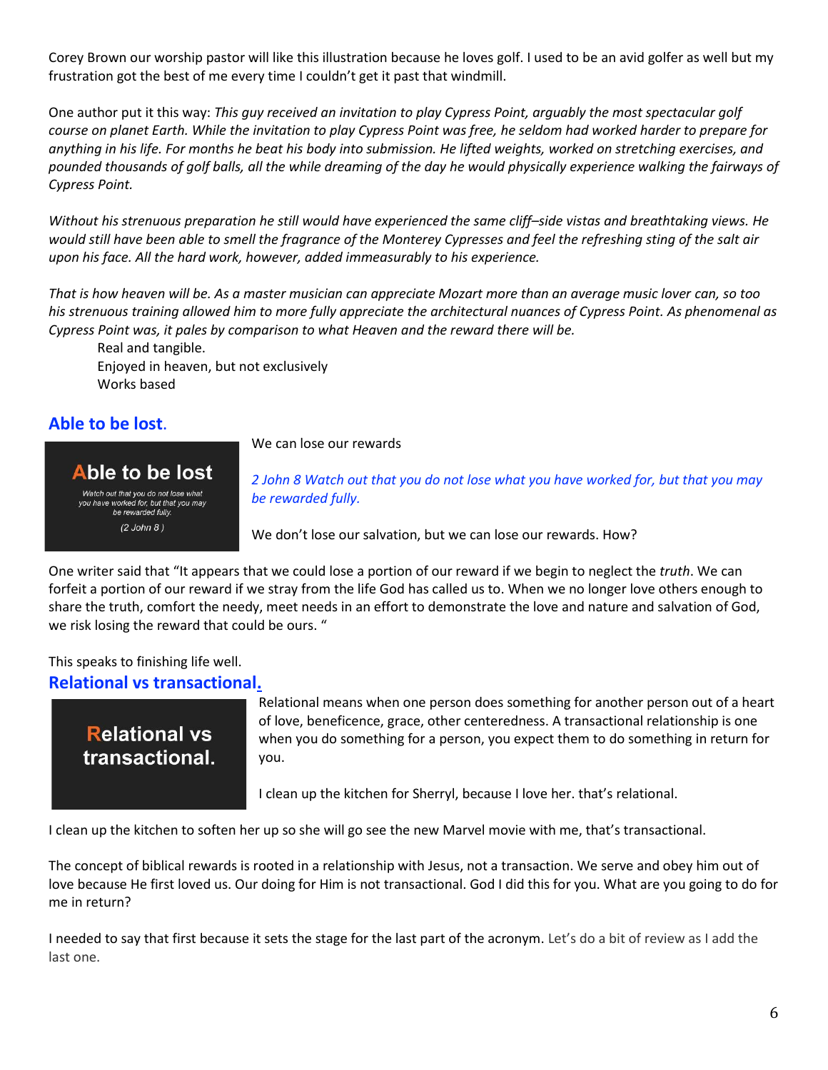Corey Brown our worship pastor will like this illustration because he loves golf. I used to be an avid golfer as well but my frustration got the best of me every time I couldn't get it past that windmill.

One author put it this way: *This guy received an invitation to play Cypress Point, arguably the most spectacular golf course on planet Earth. While the invitation to play Cypress Point was free, he seldom had worked harder to prepare for anything in his life. For months he beat his body into submission. He lifted weights, worked on stretching exercises, and pounded thousands of golf balls, all the while dreaming of the day he would physically experience walking the fairways of Cypress Point.*

*Without his strenuous preparation he still would have experienced the same cliff–side vistas and breathtaking views. He would still have been able to smell the fragrance of the Monterey Cypresses and feel the refreshing sting of the salt air upon his face. All the hard work, however, added immeasurably to his experience.*

*That is how heaven will be. As a master musician can appreciate Mozart more than an average music lover can, so too his strenuous training allowed him to more fully appreciate the architectural nuances of Cypress Point. As phenomenal as Cypress Point was, it pales by comparison to what Heaven and the reward there will be.*

Real and tangible.
Enjoyed in heaven, but not exclusively
Works based

## Able to be lost.

**Able to be lost**

*Watch out that you do not lose what you have worked for, but that you may be rewarded fully.*

*(2 John 8 )*

We can lose our rewards

*2 John 8 Watch out that you do not lose what you have worked for, but that you may be rewarded fully.*

We don't lose our salvation, but we can lose our rewards. How?

One writer said that "It appears that we could lose a portion of our reward if we begin to neglect the *truth*. We can forfeit a portion of our reward if we stray from the life God has called us to. When we no longer love others enough to share the truth, comfort the needy, meet needs in an effort to demonstrate the love and nature and salvation of God, we risk losing the reward that could be ours. "

This speaks to finishing life well.

## Relational vs transactional.

**Relational vs transactional.**

Relational means when one person does something for another person out of a heart of love, beneficence, grace, other centeredness. A transactional relationship is one when you do something for a person, you expect them to do something in return for you.

I clean up the kitchen for Sherryl, because I love her. that's relational.

I clean up the kitchen to soften her up so she will go see the new Marvel movie with me, that's transactional.

The concept of biblical rewards is rooted in a relationship with Jesus, not a transaction. We serve and obey him out of love because He first loved us. Our doing for Him is not transactional. God I did this for you. What are you going to do for me in return?

I needed to say that first because it sets the stage for the last part of the acronym. Let's do a bit of review as I add the last one.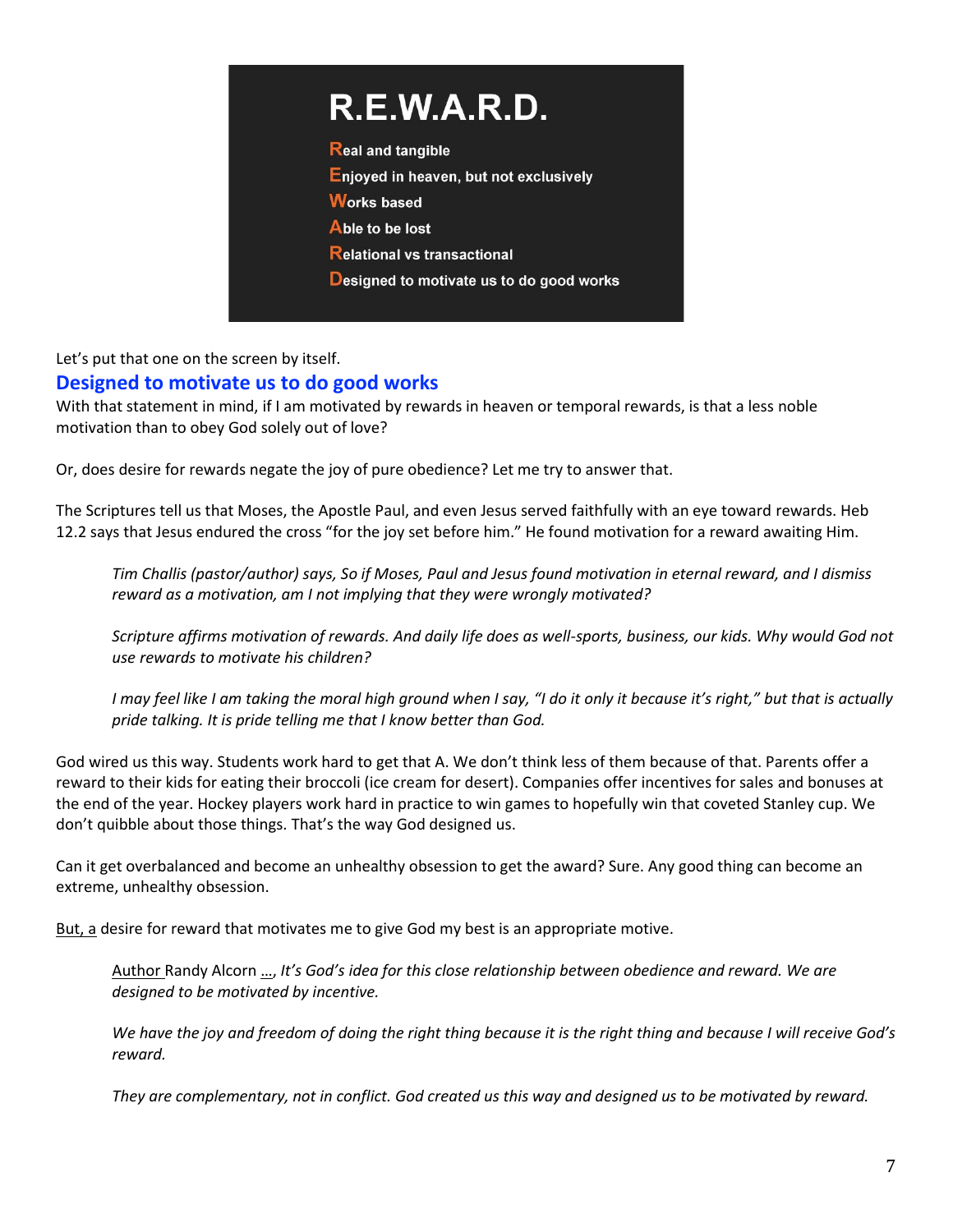**R.E.W.A.R.D.**

**R**eal and tangible
**E**njoyed in heaven, but not exclusively
**W**orks based
**A**ble to be lost
**R**elational vs transactional
**D**esigned to motivate us to do good works

Let's put that one on the screen by itself.

## Designed to motivate us to do good works

With that statement in mind, if I am motivated by rewards in heaven or temporal rewards, is that a less noble motivation than to obey God solely out of love?

Or, does desire for rewards negate the joy of pure obedience? Let me try to answer that.

The Scriptures tell us that Moses, the Apostle Paul, and even Jesus served faithfully with an eye toward rewards. Heb 12.2 says that Jesus endured the cross "for the joy set before him." He found motivation for a reward awaiting Him.

> *Tim Challis (pastor/author) says, So if Moses, Paul and Jesus found motivation in eternal reward, and I dismiss reward as a motivation, am I not implying that they were wrongly motivated?*
>
> *Scripture affirms motivation of rewards. And daily life does as well-sports, business, our kids. Why would God not use rewards to motivate his children?*
>
> *I may feel like I am taking the moral high ground when I say, "I do it only it because it's right," but that is actually pride talking. It is pride telling me that I know better than God.*

God wired us this way. Students work hard to get that A. We don't think less of them because of that. Parents offer a reward to their kids for eating their broccoli (ice cream for desert). Companies offer incentives for sales and bonuses at the end of the year. Hockey players work hard in practice to win games to hopefully win that coveted Stanley cup. We don't quibble about those things. That's the way God designed us.

Can it get overbalanced and become an unhealthy obsession to get the award? Sure. Any good thing can become an extreme, unhealthy obsession.

But, a desire for reward that motivates me to give God my best is an appropriate motive.

> Author Randy Alcorn …, *It's God's idea for this close relationship between obedience and reward. We are designed to be motivated by incentive.*
>
> *We have the joy and freedom of doing the right thing because it is the right thing and because I will receive God's reward.*
>
> *They are complementary, not in conflict. God created us this way and designed us to be motivated by reward.*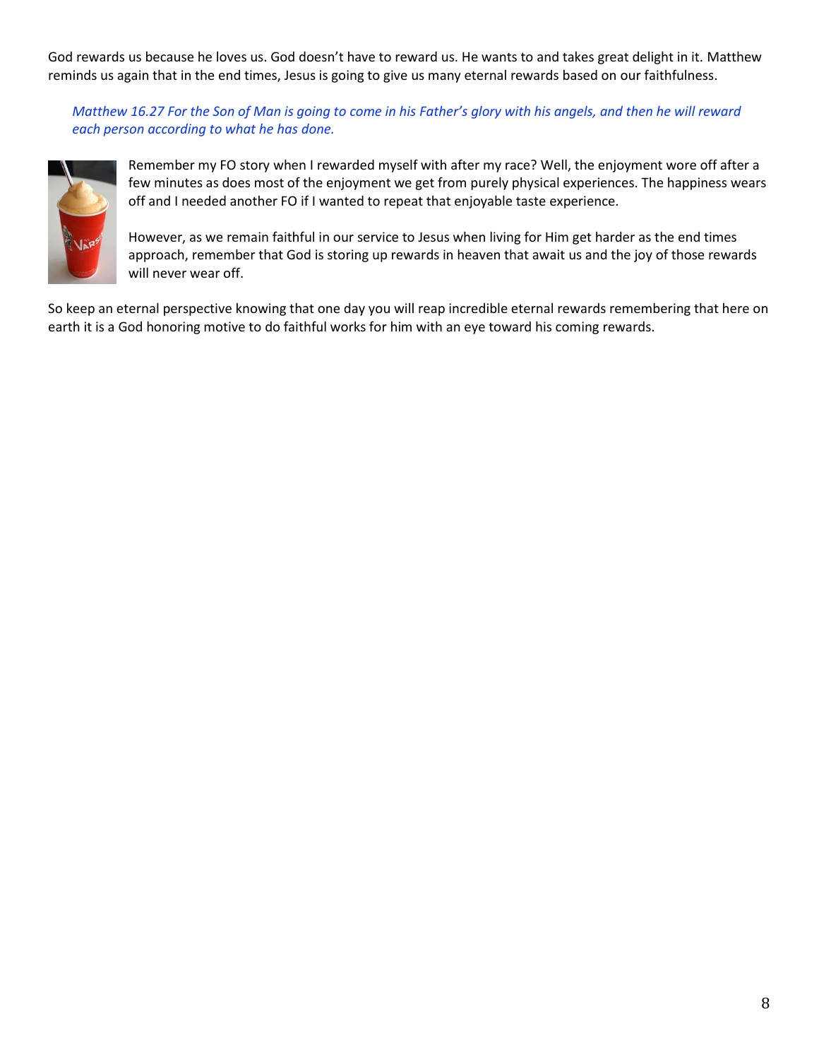God rewards us because he loves us. God doesn't have to reward us. He wants to and takes great delight in it. Matthew reminds us again that in the end times, Jesus is going to give us many eternal rewards based on our faithfulness.

> *Matthew 16.27 For the Son of Man is going to come in his Father's glory with his angels, and then he will reward each person according to what he has done.*

Remember my FO story when I rewarded myself with after my race? Well, the enjoyment wore off after a few minutes as does most of the enjoyment we get from purely physical experiences. The happiness wears off and I needed another FO if I wanted to repeat that enjoyable taste experience.

However, as we remain faithful in our service to Jesus when living for Him get harder as the end times approach, remember that God is storing up rewards in heaven that await us and the joy of those rewards will never wear off.

So keep an eternal perspective knowing that one day you will reap incredible eternal rewards remembering that here on earth it is a God honoring motive to do faithful works for him with an eye toward his coming rewards.